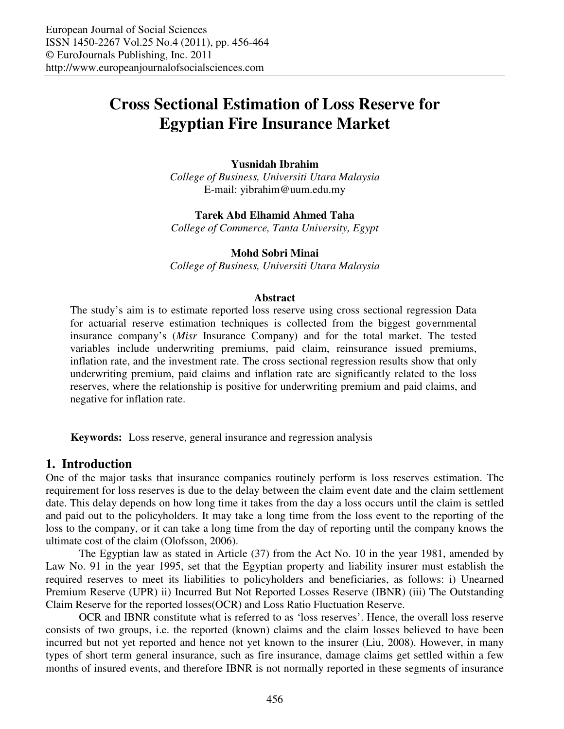# Cross Sectional Estimation of Loss Reserve for Egyptian Fire Insurance Market

**Yusnidah Ibrahim**
*College of Business, Universiti Utara Malaysia*
E-mail: yibrahim@uum.edu.my

**Tarek Abd Elhamid Ahmed Taha**
*College of Commerce, Tanta University, Egypt*

**Mohd Sobri Minai**
*College of Business, Universiti Utara Malaysia*

### Abstract

The study's aim is to estimate reported loss reserve using cross sectional regression Data for actuarial reserve estimation techniques is collected from the biggest governmental insurance company's (*Misr* Insurance Company) and for the total market. The tested variables include underwriting premiums, paid claim, reinsurance issued premiums, inflation rate, and the investment rate. The cross sectional regression results show that only underwriting premium, paid claims and inflation rate are significantly related to the loss reserves, where the relationship is positive for underwriting premium and paid claims, and negative for inflation rate.

**Keywords:** Loss reserve, general insurance and regression analysis

## 1. Introduction

One of the major tasks that insurance companies routinely perform is loss reserves estimation. The requirement for loss reserves is due to the delay between the claim event date and the claim settlement date. This delay depends on how long time it takes from the day a loss occurs until the claim is settled and paid out to the policyholders. It may take a long time from the loss event to the reporting of the loss to the company, or it can take a long time from the day of reporting until the company knows the ultimate cost of the claim (Olofsson, 2006).

The Egyptian law as stated in Article (37) from the Act No. 10 in the year 1981, amended by Law No. 91 in the year 1995, set that the Egyptian property and liability insurer must establish the required reserves to meet its liabilities to policyholders and beneficiaries, as follows: i) Unearned Premium Reserve (UPR) ii) Incurred But Not Reported Losses Reserve (IBNR) (iii) The Outstanding Claim Reserve for the reported losses(OCR) and Loss Ratio Fluctuation Reserve.

OCR and IBNR constitute what is referred to as 'loss reserves'. Hence, the overall loss reserve consists of two groups, i.e. the reported (known) claims and the claim losses believed to have been incurred but not yet reported and hence not yet known to the insurer (Liu, 2008). However, in many types of short term general insurance, such as fire insurance, damage claims get settled within a few months of insured events, and therefore IBNR is not normally reported in these segments of insurance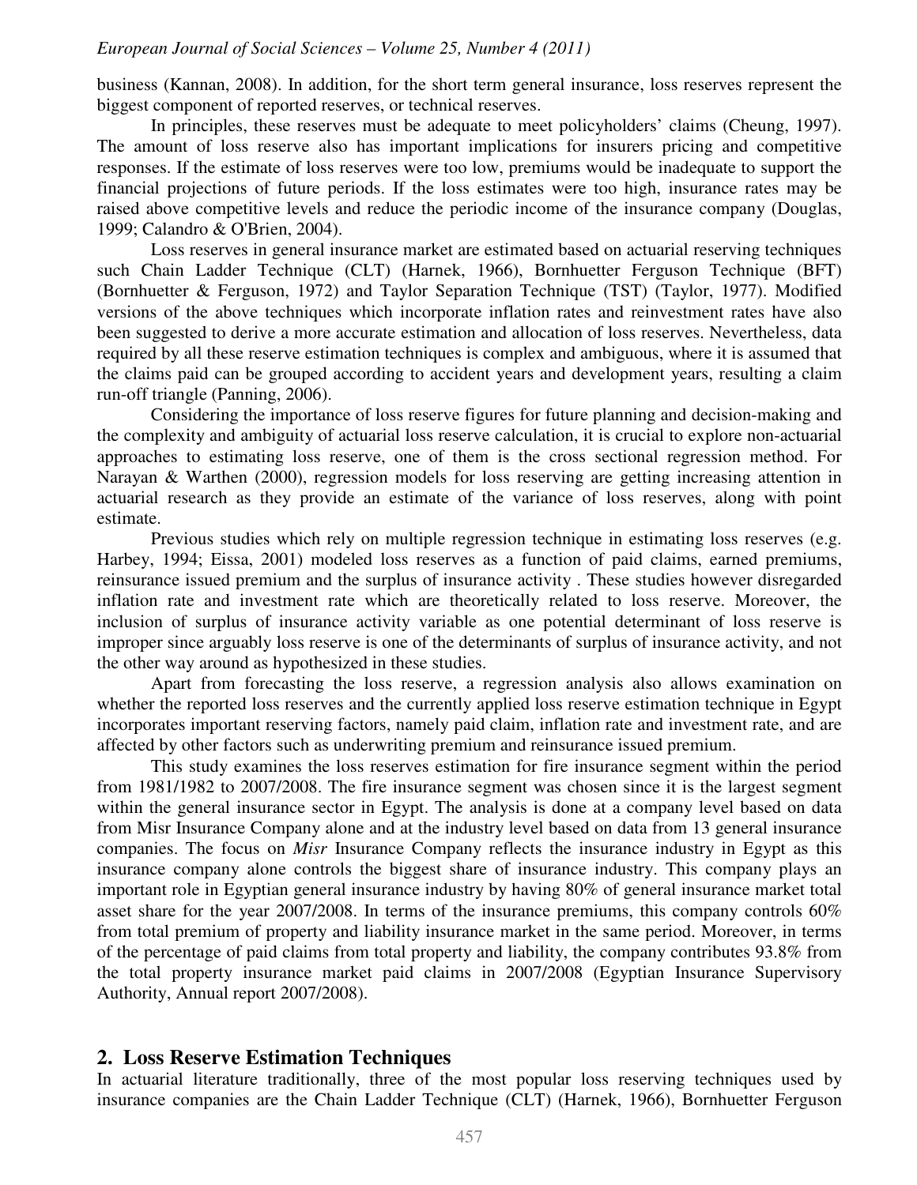business (Kannan, 2008). In addition, for the short term general insurance, loss reserves represent the biggest component of reported reserves, or technical reserves.

In principles, these reserves must be adequate to meet policyholders' claims (Cheung, 1997). The amount of loss reserve also has important implications for insurers pricing and competitive responses. If the estimate of loss reserves were too low, premiums would be inadequate to support the financial projections of future periods. If the loss estimates were too high, insurance rates may be raised above competitive levels and reduce the periodic income of the insurance company (Douglas, 1999; Calandro & O'Brien, 2004).

Loss reserves in general insurance market are estimated based on actuarial reserving techniques such Chain Ladder Technique (CLT) (Harnek, 1966), Bornhuetter Ferguson Technique (BFT) (Bornhuetter & Ferguson, 1972) and Taylor Separation Technique (TST) (Taylor, 1977). Modified versions of the above techniques which incorporate inflation rates and reinvestment rates have also been suggested to derive a more accurate estimation and allocation of loss reserves. Nevertheless, data required by all these reserve estimation techniques is complex and ambiguous, where it is assumed that the claims paid can be grouped according to accident years and development years, resulting a claim run-off triangle (Panning, 2006).

Considering the importance of loss reserve figures for future planning and decision-making and the complexity and ambiguity of actuarial loss reserve calculation, it is crucial to explore non-actuarial approaches to estimating loss reserve, one of them is the cross sectional regression method. For Narayan & Warthen (2000), regression models for loss reserving are getting increasing attention in actuarial research as they provide an estimate of the variance of loss reserves, along with point estimate.

Previous studies which rely on multiple regression technique in estimating loss reserves (e.g. Harbey, 1994; Eissa, 2001) modeled loss reserves as a function of paid claims, earned premiums, reinsurance issued premium and the surplus of insurance activity . These studies however disregarded inflation rate and investment rate which are theoretically related to loss reserve. Moreover, the inclusion of surplus of insurance activity variable as one potential determinant of loss reserve is improper since arguably loss reserve is one of the determinants of surplus of insurance activity, and not the other way around as hypothesized in these studies.

Apart from forecasting the loss reserve, a regression analysis also allows examination on whether the reported loss reserves and the currently applied loss reserve estimation technique in Egypt incorporates important reserving factors, namely paid claim, inflation rate and investment rate, and are affected by other factors such as underwriting premium and reinsurance issued premium.

This study examines the loss reserves estimation for fire insurance segment within the period from 1981/1982 to 2007/2008. The fire insurance segment was chosen since it is the largest segment within the general insurance sector in Egypt. The analysis is done at a company level based on data from Misr Insurance Company alone and at the industry level based on data from 13 general insurance companies. The focus on *Misr* Insurance Company reflects the insurance industry in Egypt as this insurance company alone controls the biggest share of insurance industry. This company plays an important role in Egyptian general insurance industry by having 80% of general insurance market total asset share for the year 2007/2008. In terms of the insurance premiums, this company controls 60% from total premium of property and liability insurance market in the same period. Moreover, in terms of the percentage of paid claims from total property and liability, the company contributes 93.8% from the total property insurance market paid claims in 2007/2008 (Egyptian Insurance Supervisory Authority, Annual report 2007/2008).

## 2. Loss Reserve Estimation Techniques

In actuarial literature traditionally, three of the most popular loss reserving techniques used by insurance companies are the Chain Ladder Technique (CLT) (Harnek, 1966), Bornhuetter Ferguson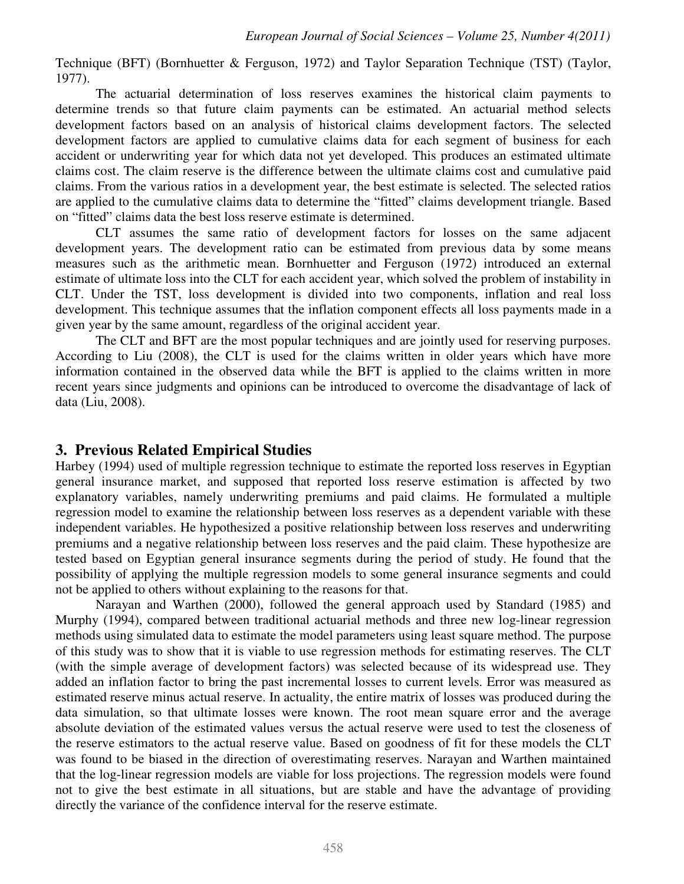Technique (BFT) (Bornhuetter & Ferguson, 1972) and Taylor Separation Technique (TST) (Taylor, 1977).

The actuarial determination of loss reserves examines the historical claim payments to determine trends so that future claim payments can be estimated. An actuarial method selects development factors based on an analysis of historical claims development factors. The selected development factors are applied to cumulative claims data for each segment of business for each accident or underwriting year for which data not yet developed. This produces an estimated ultimate claims cost. The claim reserve is the difference between the ultimate claims cost and cumulative paid claims. From the various ratios in a development year, the best estimate is selected. The selected ratios are applied to the cumulative claims data to determine the "fitted" claims development triangle. Based on "fitted" claims data the best loss reserve estimate is determined.

CLT assumes the same ratio of development factors for losses on the same adjacent development years. The development ratio can be estimated from previous data by some means measures such as the arithmetic mean. Bornhuetter and Ferguson (1972) introduced an external estimate of ultimate loss into the CLT for each accident year, which solved the problem of instability in CLT. Under the TST, loss development is divided into two components, inflation and real loss development. This technique assumes that the inflation component effects all loss payments made in a given year by the same amount, regardless of the original accident year.

The CLT and BFT are the most popular techniques and are jointly used for reserving purposes. According to Liu (2008), the CLT is used for the claims written in older years which have more information contained in the observed data while the BFT is applied to the claims written in more recent years since judgments and opinions can be introduced to overcome the disadvantage of lack of data (Liu, 2008).

## 3. Previous Related Empirical Studies

Harbey (1994) used of multiple regression technique to estimate the reported loss reserves in Egyptian general insurance market, and supposed that reported loss reserve estimation is affected by two explanatory variables, namely underwriting premiums and paid claims. He formulated a multiple regression model to examine the relationship between loss reserves as a dependent variable with these independent variables. He hypothesized a positive relationship between loss reserves and underwriting premiums and a negative relationship between loss reserves and the paid claim. These hypothesize are tested based on Egyptian general insurance segments during the period of study. He found that the possibility of applying the multiple regression models to some general insurance segments and could not be applied to others without explaining to the reasons for that.

Narayan and Warthen (2000), followed the general approach used by Standard (1985) and Murphy (1994), compared between traditional actuarial methods and three new log-linear regression methods using simulated data to estimate the model parameters using least square method. The purpose of this study was to show that it is viable to use regression methods for estimating reserves. The CLT (with the simple average of development factors) was selected because of its widespread use. They added an inflation factor to bring the past incremental losses to current levels. Error was measured as estimated reserve minus actual reserve. In actuality, the entire matrix of losses was produced during the data simulation, so that ultimate losses were known. The root mean square error and the average absolute deviation of the estimated values versus the actual reserve were used to test the closeness of the reserve estimators to the actual reserve value. Based on goodness of fit for these models the CLT was found to be biased in the direction of overestimating reserves. Narayan and Warthen maintained that the log-linear regression models are viable for loss projections. The regression models were found not to give the best estimate in all situations, but are stable and have the advantage of providing directly the variance of the confidence interval for the reserve estimate.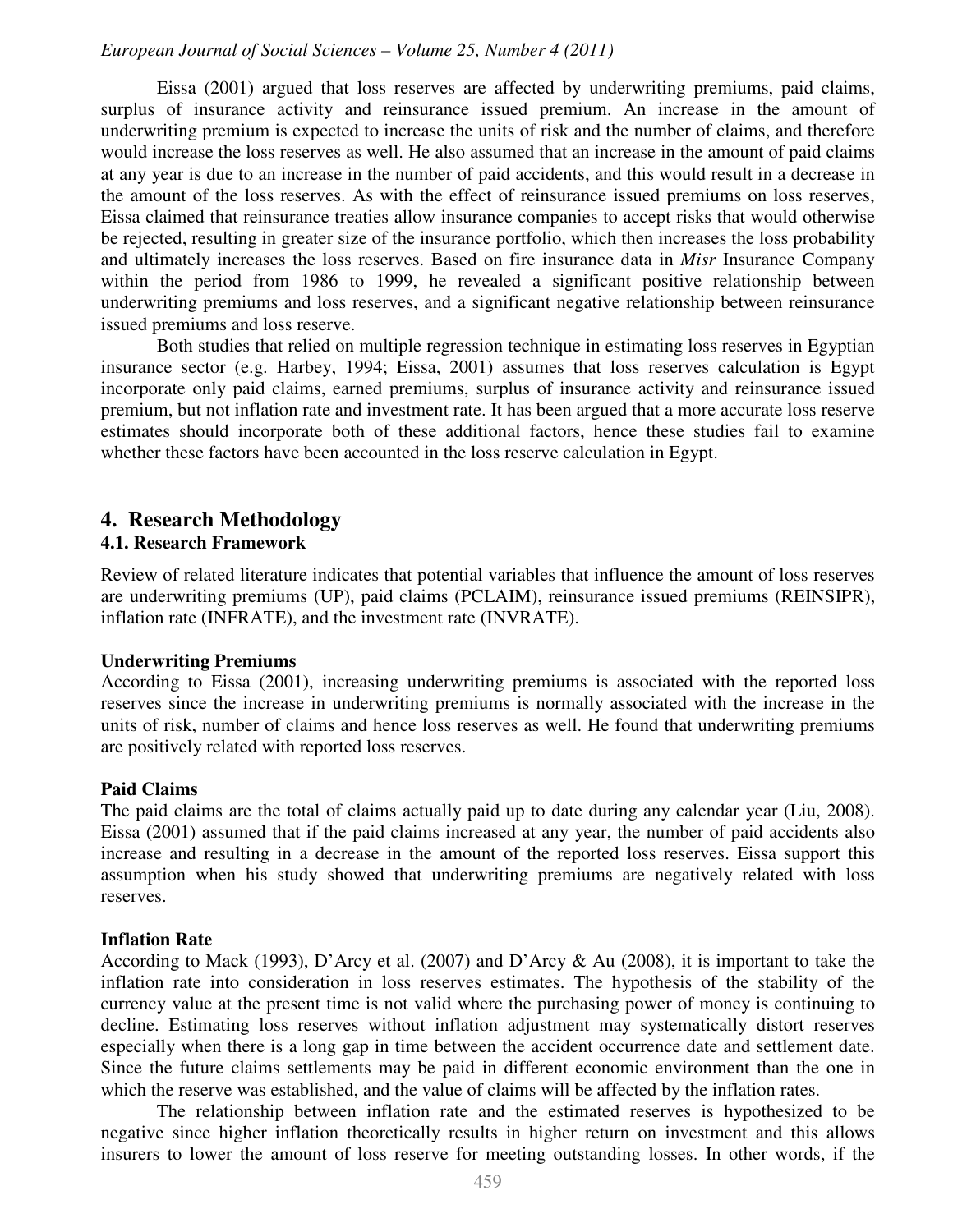Eissa (2001) argued that loss reserves are affected by underwriting premiums, paid claims, surplus of insurance activity and reinsurance issued premium. An increase in the amount of underwriting premium is expected to increase the units of risk and the number of claims, and therefore would increase the loss reserves as well. He also assumed that an increase in the amount of paid claims at any year is due to an increase in the number of paid accidents, and this would result in a decrease in the amount of the loss reserves. As with the effect of reinsurance issued premiums on loss reserves, Eissa claimed that reinsurance treaties allow insurance companies to accept risks that would otherwise be rejected, resulting in greater size of the insurance portfolio, which then increases the loss probability and ultimately increases the loss reserves. Based on fire insurance data in *Misr* Insurance Company within the period from 1986 to 1999, he revealed a significant positive relationship between underwriting premiums and loss reserves, and a significant negative relationship between reinsurance issued premiums and loss reserve.

Both studies that relied on multiple regression technique in estimating loss reserves in Egyptian insurance sector (e.g. Harbey, 1994; Eissa, 2001) assumes that loss reserves calculation is Egypt incorporate only paid claims, earned premiums, surplus of insurance activity and reinsurance issued premium, but not inflation rate and investment rate. It has been argued that a more accurate loss reserve estimates should incorporate both of these additional factors, hence these studies fail to examine whether these factors have been accounted in the loss reserve calculation in Egypt.

## 4. Research Methodology

### 4.1. Research Framework

Review of related literature indicates that potential variables that influence the amount of loss reserves are underwriting premiums (UP), paid claims (PCLAIM), reinsurance issued premiums (REINSIPR), inflation rate (INFRATE), and the investment rate (INVRATE).

**Underwriting Premiums**

According to Eissa (2001), increasing underwriting premiums is associated with the reported loss reserves since the increase in underwriting premiums is normally associated with the increase in the units of risk, number of claims and hence loss reserves as well. He found that underwriting premiums are positively related with reported loss reserves.

**Paid Claims**

The paid claims are the total of claims actually paid up to date during any calendar year (Liu, 2008). Eissa (2001) assumed that if the paid claims increased at any year, the number of paid accidents also increase and resulting in a decrease in the amount of the reported loss reserves. Eissa support this assumption when his study showed that underwriting premiums are negatively related with loss reserves.

**Inflation Rate**

According to Mack (1993), D'Arcy et al. (2007) and D'Arcy & Au (2008), it is important to take the inflation rate into consideration in loss reserves estimates. The hypothesis of the stability of the currency value at the present time is not valid where the purchasing power of money is continuing to decline. Estimating loss reserves without inflation adjustment may systematically distort reserves especially when there is a long gap in time between the accident occurrence date and settlement date. Since the future claims settlements may be paid in different economic environment than the one in which the reserve was established, and the value of claims will be affected by the inflation rates.

The relationship between inflation rate and the estimated reserves is hypothesized to be negative since higher inflation theoretically results in higher return on investment and this allows insurers to lower the amount of loss reserve for meeting outstanding losses. In other words, if the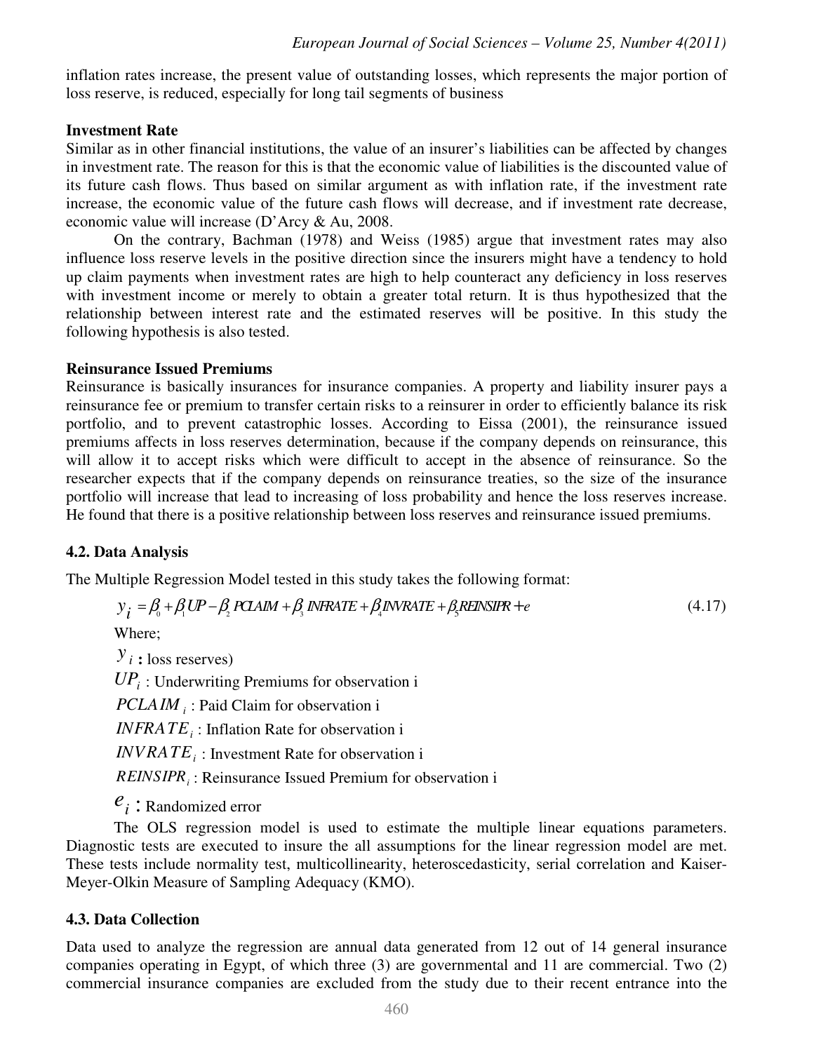inflation rates increase, the present value of outstanding losses, which represents the major portion of loss reserve, is reduced, especially for long tail segments of business

**Investment Rate**

Similar as in other financial institutions, the value of an insurer's liabilities can be affected by changes in investment rate. The reason for this is that the economic value of liabilities is the discounted value of its future cash flows. Thus based on similar argument as with inflation rate, if the investment rate increase, the economic value of the future cash flows will decrease, and if investment rate decrease, economic value will increase (D'Arcy & Au, 2008.

On the contrary, Bachman (1978) and Weiss (1985) argue that investment rates may also influence loss reserve levels in the positive direction since the insurers might have a tendency to hold up claim payments when investment rates are high to help counteract any deficiency in loss reserves with investment income or merely to obtain a greater total return. It is thus hypothesized that the relationship between interest rate and the estimated reserves will be positive. In this study the following hypothesis is also tested.

**Reinsurance Issued Premiums**

Reinsurance is basically insurances for insurance companies. A property and liability insurer pays a reinsurance fee or premium to transfer certain risks to a reinsurer in order to efficiently balance its risk portfolio, and to prevent catastrophic losses. According to Eissa (2001), the reinsurance issued premiums affects in loss reserves determination, because if the company depends on reinsurance, this will allow it to accept risks which were difficult to accept in the absence of reinsurance. So the researcher expects that if the company depends on reinsurance treaties, so the size of the insurance portfolio will increase that lead to increasing of loss probability and hence the loss reserves increase. He found that there is a positive relationship between loss reserves and reinsurance issued premiums.

## 4.2. Data Analysis

The Multiple Regression Model tested in this study takes the following format:

$$y_i = \beta_0 + \beta_1 UP - \beta_2 PCLAIM + \beta_3 INFRATE + \beta_4 INVRATE + \beta_5 REINSIPR + e \qquad (4.17)$$

Where;

$y_i$ **:** loss reserves)

$UP_i$ : Underwriting Premiums for observation i

$PCLAIM_i$ : Paid Claim for observation i

$INFRATE_i$ : Inflation Rate for observation i

$INVRATE_i$ : Investment Rate for observation i

$REINSIPR_i$ : Reinsurance Issued Premium for observation i

$e_i$ **:** Randomized error

The OLS regression model is used to estimate the multiple linear equations parameters. Diagnostic tests are executed to insure the all assumptions for the linear regression model are met. These tests include normality test, multicollinearity, heteroscedasticity, serial correlation and Kaiser-Meyer-Olkin Measure of Sampling Adequacy (KMO).

## 4.3. Data Collection

Data used to analyze the regression are annual data generated from 12 out of 14 general insurance companies operating in Egypt, of which three (3) are governmental and 11 are commercial. Two (2) commercial insurance companies are excluded from the study due to their recent entrance into the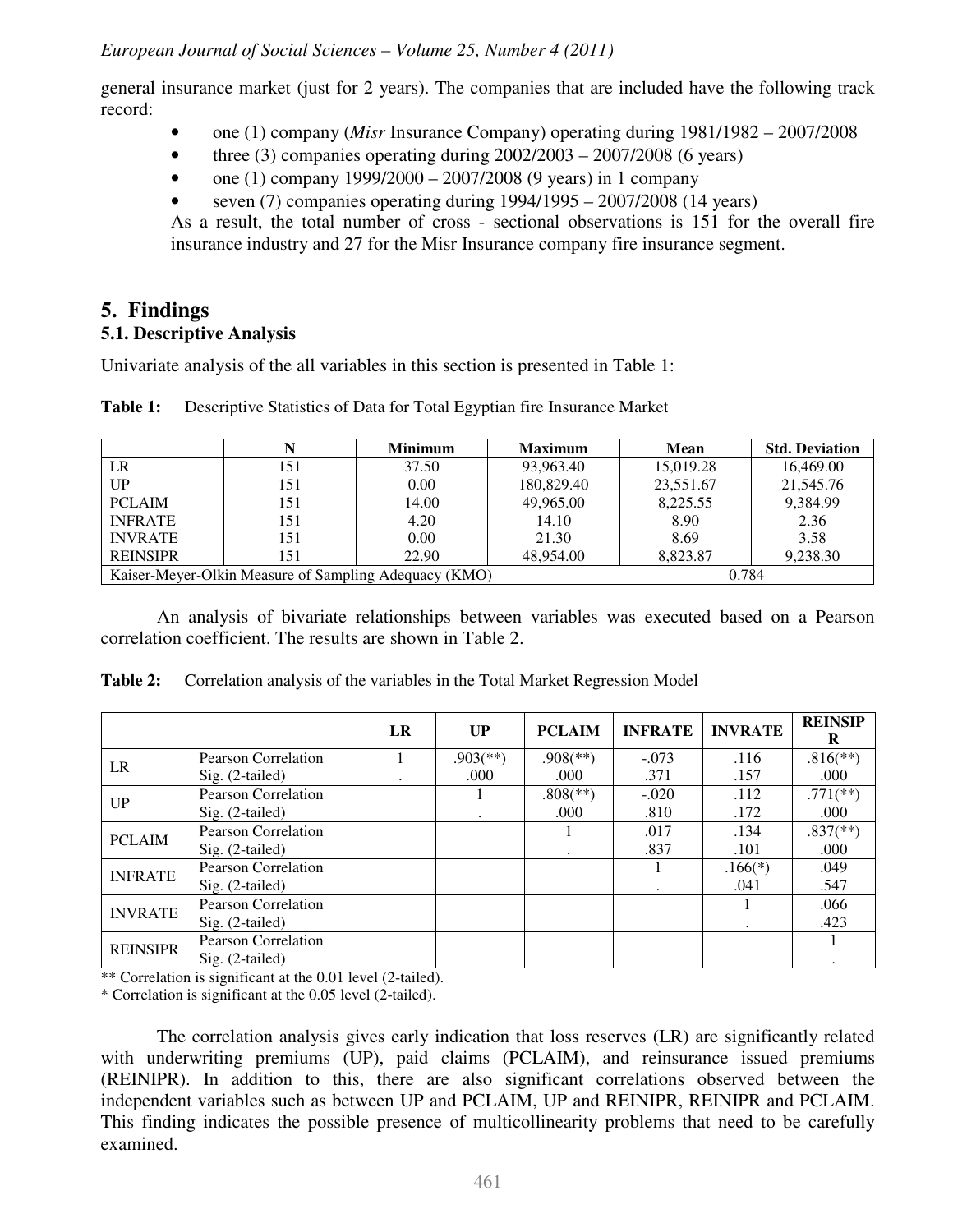general insurance market (just for 2 years). The companies that are included have the following track record:

- one (1) company (*Misr* Insurance Company) operating during 1981/1982 – 2007/2008
- three (3) companies operating during 2002/2003 – 2007/2008 (6 years)
- one (1) company 1999/2000 – 2007/2008 (9 years) in 1 company
- seven (7) companies operating during 1994/1995 – 2007/2008 (14 years)

As a result, the total number of cross - sectional observations is 151 for the overall fire insurance industry and 27 for the Misr Insurance company fire insurance segment.

# 5. Findings

## 5.1. Descriptive Analysis

Univariate analysis of the all variables in this section is presented in Table 1:

**Table 1:** Descriptive Statistics of Data for Total Egyptian fire Insurance Market

| | N | Minimum | Maximum | Mean | Std. Deviation |
|---|---|---|---|---|---|
| LR | 151 | 37.50 | 93,963.40 | 15,019.28 | 16,469.00 |
| UP | 151 | 0.00 | 180,829.40 | 23,551.67 | 21,545.76 |
| PCLAIM | 151 | 14.00 | 49,965.00 | 8,225.55 | 9,384.99 |
| INFRATE | 151 | 4.20 | 14.10 | 8.90 | 2.36 |
| INVRATE | 151 | 0.00 | 21.30 | 8.69 | 3.58 |
| REINSIPR | 151 | 22.90 | 48,954.00 | 8,823.87 | 9,238.30 |
| Kaiser-Meyer-Olkin Measure of Sampling Adequacy (KMO) | | | 0.784 | | |

An analysis of bivariate relationships between variables was executed based on a Pearson correlation coefficient. The results are shown in Table 2.

**Table 2:** Correlation analysis of the variables in the Total Market Regression Model

| | | LR | UP | PCLAIM | INFRATE | INVRATE | REINSIPR |
|---|---|---|---|---|---|---|---|
| LR | Pearson Correlation | 1 | .903(**) | .908(**) | -.073 | .116 | .816(**) |
| | Sig. (2-tailed) | . | .000 | .000 | .371 | .157 | .000 |
| UP | Pearson Correlation | | 1 | .808(**) | -.020 | .112 | .771(**) |
| | Sig. (2-tailed) | | . | .000 | .810 | .172 | .000 |
| PCLAIM | Pearson Correlation | | | 1 | .017 | .134 | .837(**) |
| | Sig. (2-tailed) | | | . | .837 | .101 | .000 |
| INFRATE | Pearson Correlation | | | | 1 | .166(*) | .049 |
| | Sig. (2-tailed) | | | | . | .041 | .547 |
| INVRATE | Pearson Correlation | | | | | 1 | .066 |
| | Sig. (2-tailed) | | | | | . | .423 |
| REINSIPR | Pearson Correlation | | | | | | 1 |
| | Sig. (2-tailed) | | | | | | . |

** Correlation is significant at the 0.01 level (2-tailed).
* Correlation is significant at the 0.05 level (2-tailed).

The correlation analysis gives early indication that loss reserves (LR) are significantly related with underwriting premiums (UP), paid claims (PCLAIM), and reinsurance issued premiums (REINIPR). In addition to this, there are also significant correlations observed between the independent variables such as between UP and PCLAIM, UP and REINIPR, REINIPR and PCLAIM. This finding indicates the possible presence of multicollinearity problems that need to be carefully examined.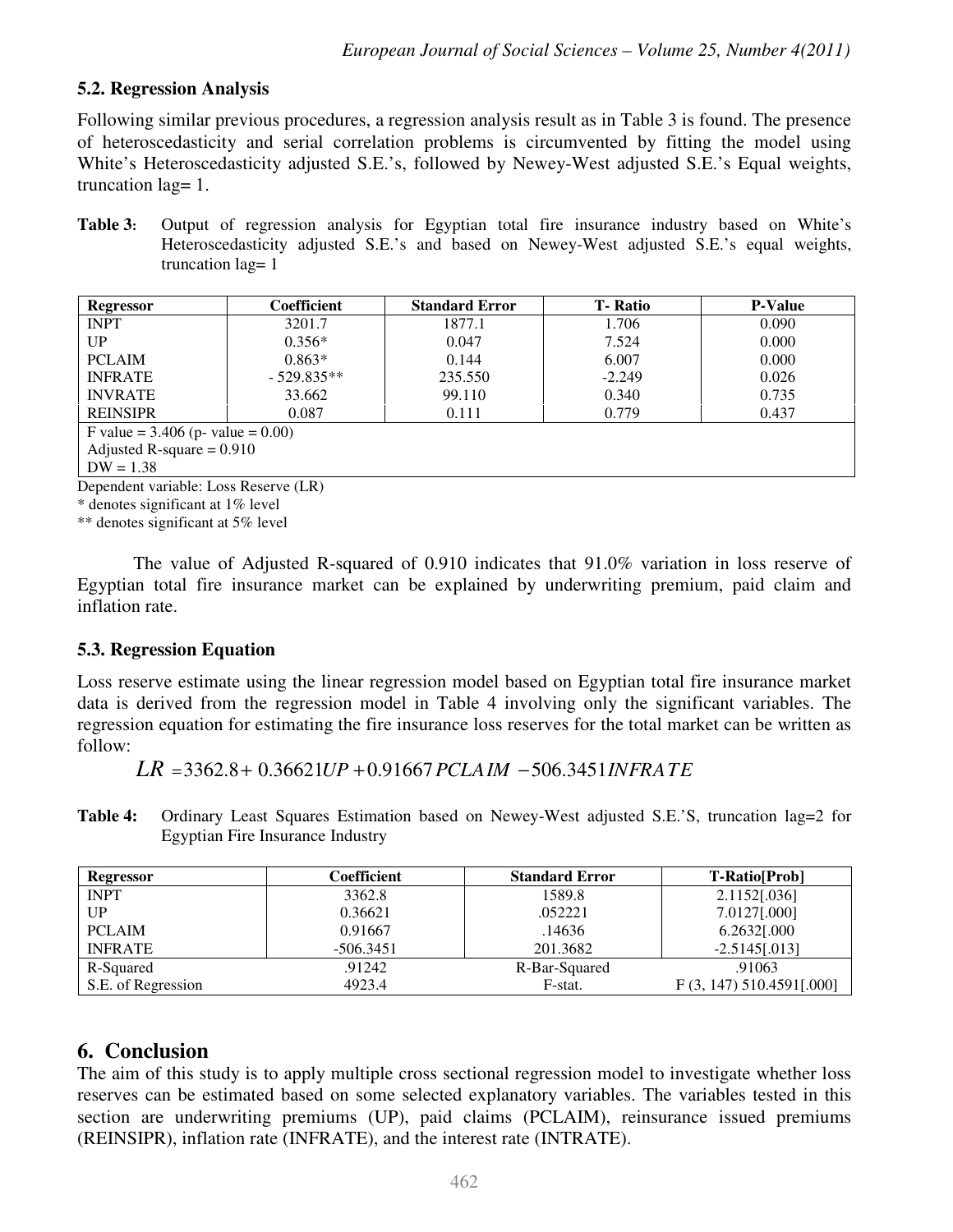### 5.2. Regression Analysis

Following similar previous procedures, a regression analysis result as in Table 3 is found. The presence of heteroscedasticity and serial correlation problems is circumvented by fitting the model using White's Heteroscedasticity adjusted S.E.'s, followed by Newey-West adjusted S.E.'s Equal weights, truncation lag= 1.

**Table 3:** Output of regression analysis for Egyptian total fire insurance industry based on White's Heteroscedasticity adjusted S.E.'s and based on Newey-West adjusted S.E.'s equal weights, truncation lag= 1

| Regressor | Coefficient | Standard Error | T- Ratio | P-Value |
|---|---|---|---|---|
| INPT | 3201.7 | 1877.1 | 1.706 | 0.090 |
| UP | 0.356* | 0.047 | 7.524 | 0.000 |
| PCLAIM | 0.863* | 0.144 | 6.007 | 0.000 |
| INFRATE | - 529.835** | 235.550 | -2.249 | 0.026 |
| INVRATE | 33.662 | 99.110 | 0.340 | 0.735 |
| REINSIPR | 0.087 | 0.111 | 0.779 | 0.437 |
| F value = 3.406 (p- value = 0.00) | | | | |
| Adjusted R-square = 0.910 | | | | |
| DW = 1.38 | | | | |

Dependent variable: Loss Reserve (LR)

\* denotes significant at 1% level

\*\* denotes significant at 5% level

The value of Adjusted R-squared of 0.910 indicates that 91.0% variation in loss reserve of Egyptian total fire insurance market can be explained by underwriting premium, paid claim and inflation rate.

### 5.3. Regression Equation

Loss reserve estimate using the linear regression model based on Egyptian total fire insurance market data is derived from the regression model in Table 4 involving only the significant variables. The regression equation for estimating the fire insurance loss reserves for the total market can be written as follow:

$$LR = 3362.8 + 0.36621UP + 0.91667PCLAIM - 506.3451INFRATE$$

**Table 4:** Ordinary Least Squares Estimation based on Newey-West adjusted S.E.'S, truncation lag=2 for Egyptian Fire Insurance Industry

| Regressor | Coefficient | Standard Error | T-Ratio[Prob] |
|---|---|---|---|
| INPT | 3362.8 | 1589.8 | 2.1152[.036] |
| UP | 0.36621 | .052221 | 7.0127[.000] |
| PCLAIM | 0.91667 | .14636 | 6.2632[.000 |
| INFRATE | -506.3451 | 201.3682 | -2.5145[.013] |
| R-Squared | .91242 | R-Bar-Squared | .91063 |
| S.E. of Regression | 4923.4 | F-stat. | F (3, 147) 510.4591[.000] |

## 6. Conclusion

The aim of this study is to apply multiple cross sectional regression model to investigate whether loss reserves can be estimated based on some selected explanatory variables. The variables tested in this section are underwriting premiums (UP), paid claims (PCLAIM), reinsurance issued premiums (REINSIPR), inflation rate (INFRATE), and the interest rate (INTRATE).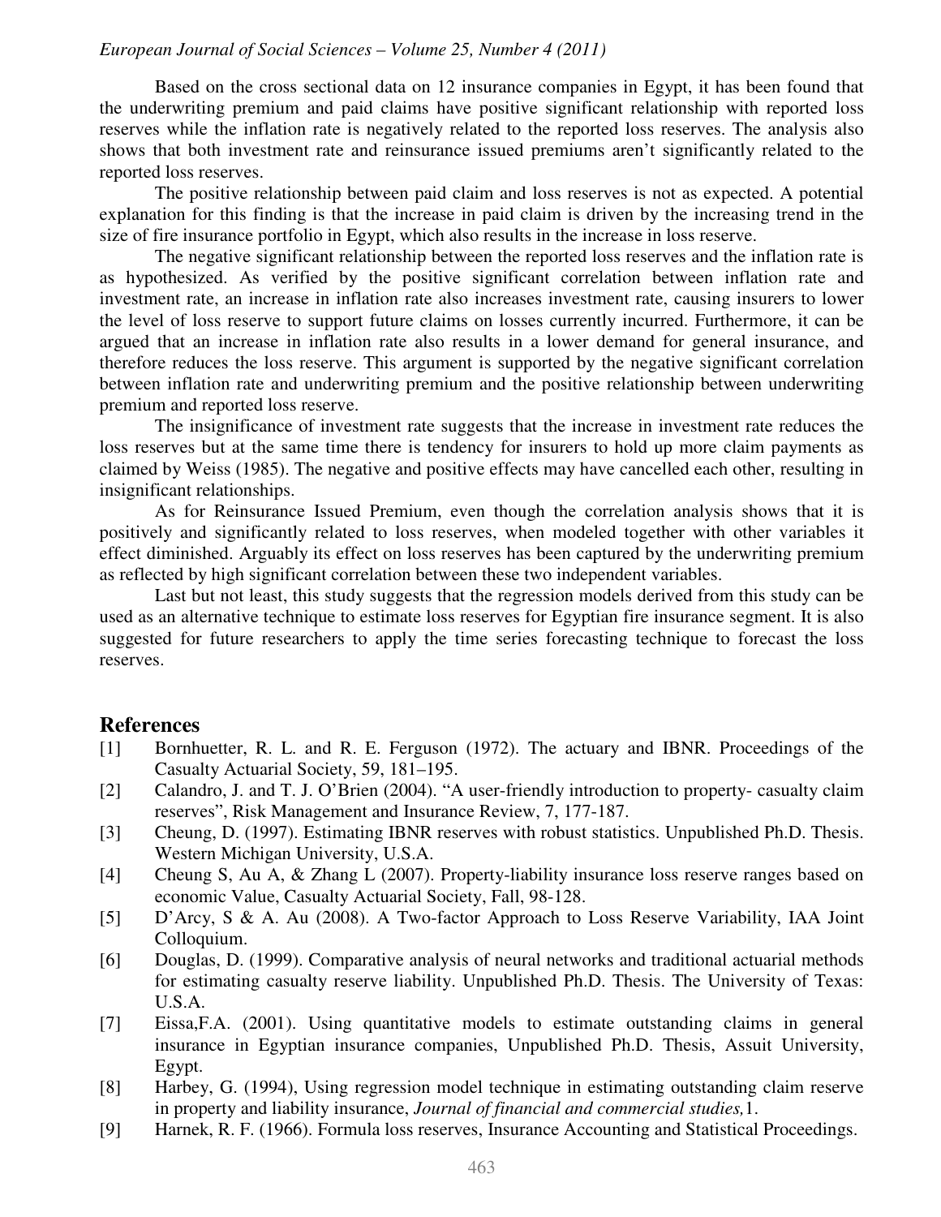Based on the cross sectional data on 12 insurance companies in Egypt, it has been found that the underwriting premium and paid claims have positive significant relationship with reported loss reserves while the inflation rate is negatively related to the reported loss reserves. The analysis also shows that both investment rate and reinsurance issued premiums aren't significantly related to the reported loss reserves.

The positive relationship between paid claim and loss reserves is not as expected. A potential explanation for this finding is that the increase in paid claim is driven by the increasing trend in the size of fire insurance portfolio in Egypt, which also results in the increase in loss reserve.

The negative significant relationship between the reported loss reserves and the inflation rate is as hypothesized. As verified by the positive significant correlation between inflation rate and investment rate, an increase in inflation rate also increases investment rate, causing insurers to lower the level of loss reserve to support future claims on losses currently incurred. Furthermore, it can be argued that an increase in inflation rate also results in a lower demand for general insurance, and therefore reduces the loss reserve. This argument is supported by the negative significant correlation between inflation rate and underwriting premium and the positive relationship between underwriting premium and reported loss reserve.

The insignificance of investment rate suggests that the increase in investment rate reduces the loss reserves but at the same time there is tendency for insurers to hold up more claim payments as claimed by Weiss (1985). The negative and positive effects may have cancelled each other, resulting in insignificant relationships.

As for Reinsurance Issued Premium, even though the correlation analysis shows that it is positively and significantly related to loss reserves, when modeled together with other variables it effect diminished. Arguably its effect on loss reserves has been captured by the underwriting premium as reflected by high significant correlation between these two independent variables.

Last but not least, this study suggests that the regression models derived from this study can be used as an alternative technique to estimate loss reserves for Egyptian fire insurance segment. It is also suggested for future researchers to apply the time series forecasting technique to forecast the loss reserves.

## References

[1] Bornhuetter, R. L. and R. E. Ferguson (1972). The actuary and IBNR. Proceedings of the Casualty Actuarial Society, 59, 181–195.

[2] Calandro, J. and T. J. O'Brien (2004). "A user-friendly introduction to property- casualty claim reserves", Risk Management and Insurance Review, 7, 177-187.

[3] Cheung, D. (1997). Estimating IBNR reserves with robust statistics. Unpublished Ph.D. Thesis. Western Michigan University, U.S.A.

[4] Cheung S, Au A, & Zhang L (2007). Property-liability insurance loss reserve ranges based on economic Value, Casualty Actuarial Society, Fall, 98-128.

[5] D'Arcy, S & A. Au (2008). A Two-factor Approach to Loss Reserve Variability, IAA Joint Colloquium.

[6] Douglas, D. (1999). Comparative analysis of neural networks and traditional actuarial methods for estimating casualty reserve liability. Unpublished Ph.D. Thesis. The University of Texas: U.S.A.

[7] Eissa,F.A. (2001). Using quantitative models to estimate outstanding claims in general insurance in Egyptian insurance companies, Unpublished Ph.D. Thesis, Assuit University, Egypt.

[8] Harbey, G. (1994), Using regression model technique in estimating outstanding claim reserve in property and liability insurance, *Journal of financial and commercial studies,*1.

[9] Harnek, R. F. (1966). Formula loss reserves, Insurance Accounting and Statistical Proceedings.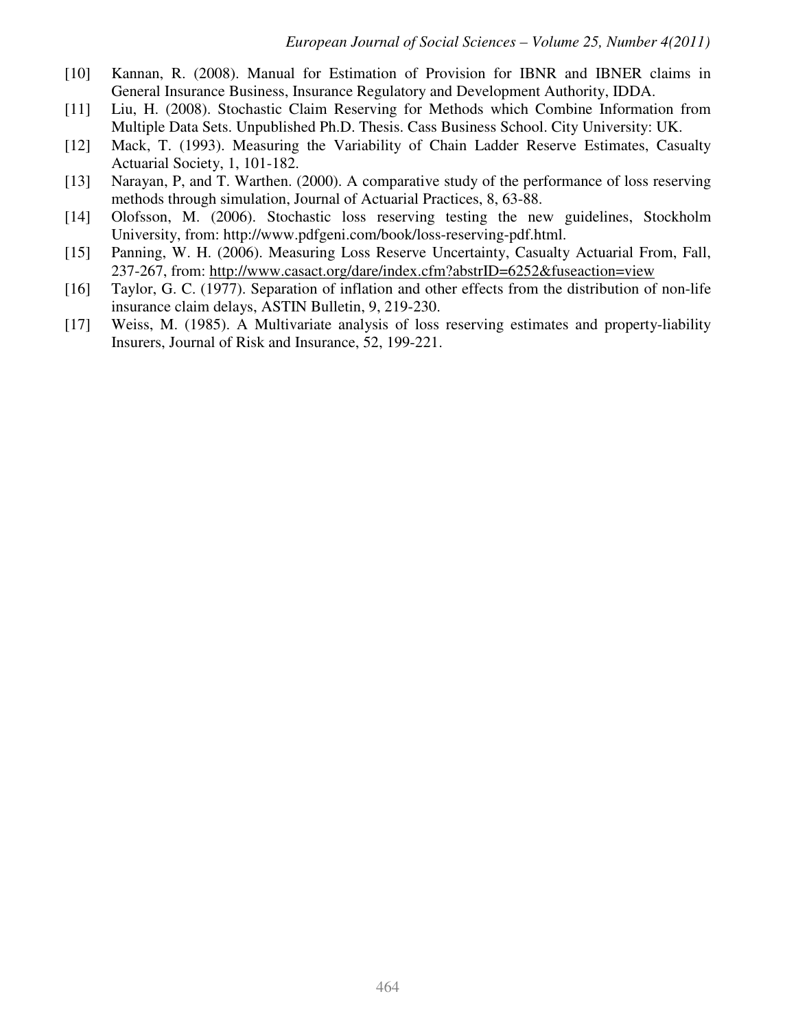[10] Kannan, R. (2008). Manual for Estimation of Provision for IBNR and IBNER claims in General Insurance Business, Insurance Regulatory and Development Authority, IDDA.

[11] Liu, H. (2008). Stochastic Claim Reserving for Methods which Combine Information from Multiple Data Sets. Unpublished Ph.D. Thesis. Cass Business School. City University: UK.

[12] Mack, T. (1993). Measuring the Variability of Chain Ladder Reserve Estimates, Casualty Actuarial Society, 1, 101-182.

[13] Narayan, P, and T. Warthen. (2000). A comparative study of the performance of loss reserving methods through simulation, Journal of Actuarial Practices, 8, 63-88.

[14] Olofsson, M. (2006). Stochastic loss reserving testing the new guidelines, Stockholm University, from: http://www.pdfgeni.com/book/loss-reserving-pdf.html.

[15] Panning, W. H. (2006). Measuring Loss Reserve Uncertainty, Casualty Actuarial From, Fall, 237-267, from: http://www.casact.org/dare/index.cfm?abstrID=6252&fuseaction=view

[16] Taylor, G. C. (1977). Separation of inflation and other effects from the distribution of non-life insurance claim delays, ASTIN Bulletin, 9, 219-230.

[17] Weiss, M. (1985). A Multivariate analysis of loss reserving estimates and property-liability Insurers, Journal of Risk and Insurance, 52, 199-221.